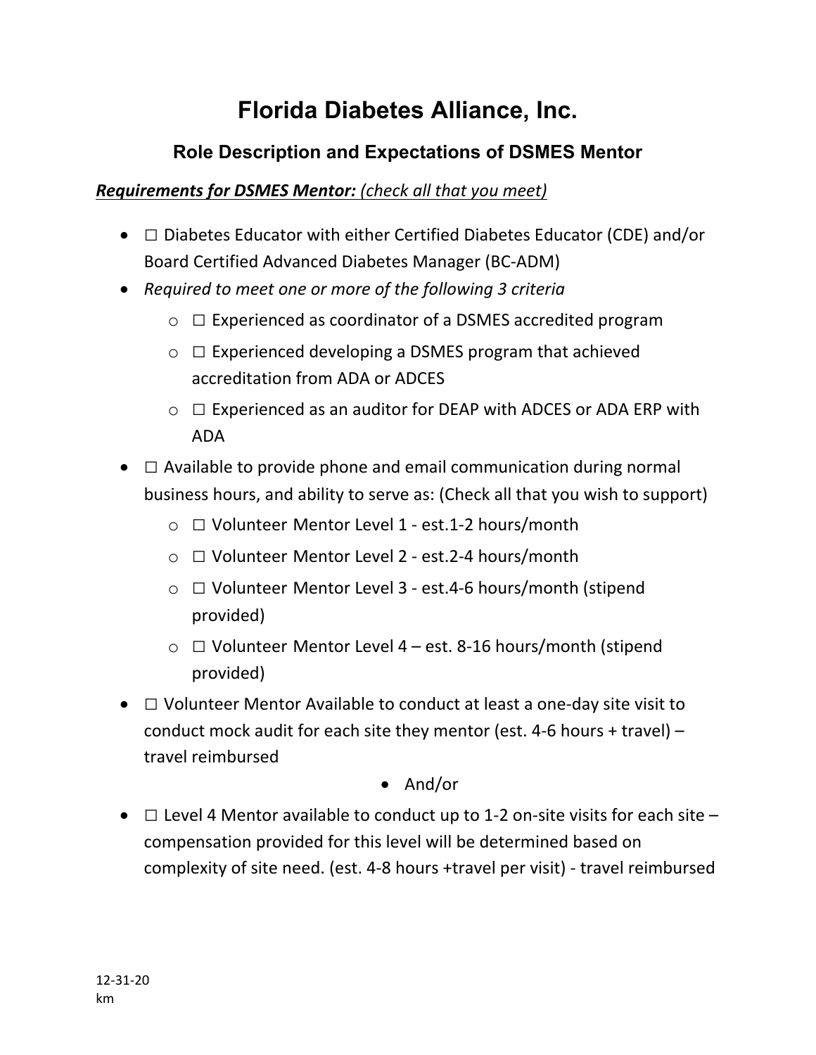# Florida Diabetes Alliance, Inc.

## Role Description and Expectations of DSMES Mentor

***Requirements for DSMES Mentor:*** *(check all that you meet)*

- ☐ Diabetes Educator with either Certified Diabetes Educator (CDE) and/or Board Certified Advanced Diabetes Manager (BC-ADM)
- *Required to meet one or more of the following 3 criteria*
    - ☐ Experienced as coordinator of a DSMES accredited program
    - ☐ Experienced developing a DSMES program that achieved accreditation from ADA or ADCES
    - ☐ Experienced as an auditor for DEAP with ADCES or ADA ERP with ADA
- ☐ Available to provide phone and email communication during normal business hours, and ability to serve as: (Check all that you wish to support)
    - ☐ Volunteer Mentor Level 1 - est.1-2 hours/month
    - ☐ Volunteer Mentor Level 2 - est.2-4 hours/month
    - ☐ Volunteer Mentor Level 3 - est.4-6 hours/month (stipend provided)
    - ☐ Volunteer Mentor Level 4 – est. 8-16 hours/month (stipend provided)
- ☐ Volunteer Mentor Available to conduct at least a one-day site visit to conduct mock audit for each site they mentor (est. 4-6 hours + travel) – travel reimbursed

- And/or

- ☐ Level 4 Mentor available to conduct up to 1-2 on-site visits for each site – compensation provided for this level will be determined based on complexity of site need. (est. 4-8 hours +travel per visit) - travel reimbursed

12-31-20
km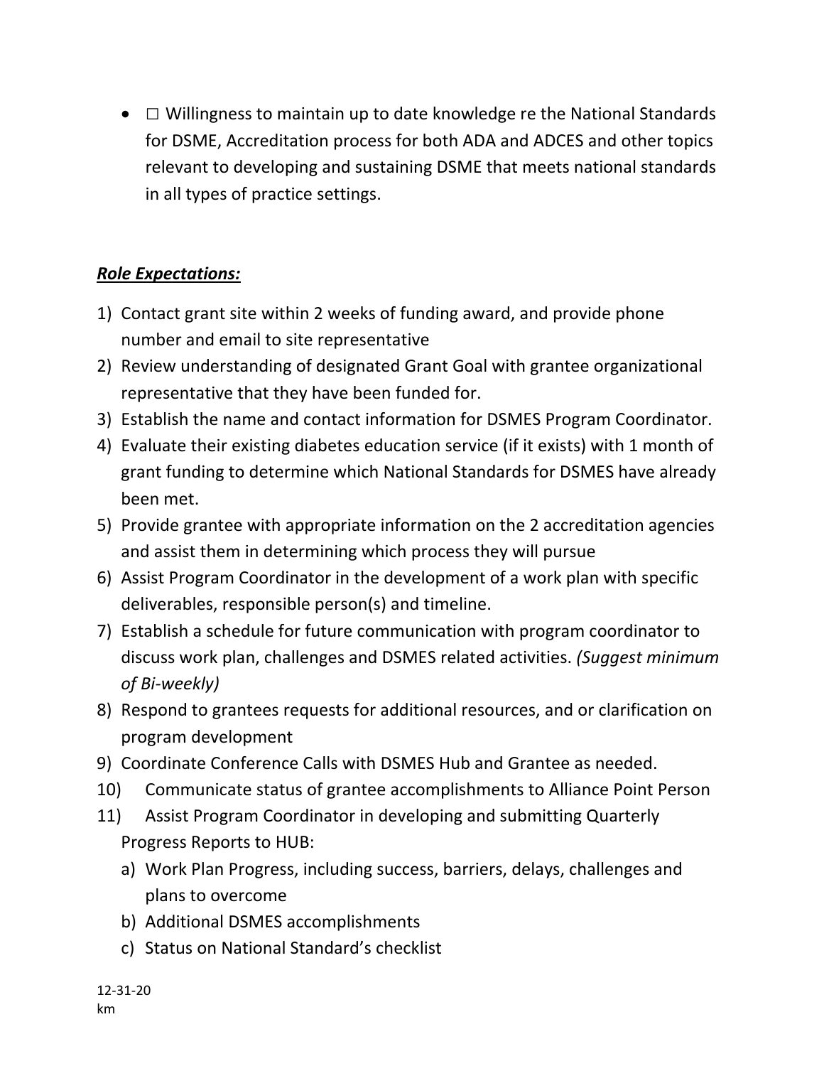- ☐ Willingness to maintain up to date knowledge re the National Standards for DSME, Accreditation process for both ADA and ADCES and other topics relevant to developing and sustaining DSME that meets national standards in all types of practice settings.

***Role Expectations:***

1) Contact grant site within 2 weeks of funding award, and provide phone number and email to site representative
2) Review understanding of designated Grant Goal with grantee organizational representative that they have been funded for.
3) Establish the name and contact information for DSMES Program Coordinator.
4) Evaluate their existing diabetes education service (if it exists) with 1 month of grant funding to determine which National Standards for DSMES have already been met.
5) Provide grantee with appropriate information on the 2 accreditation agencies and assist them in determining which process they will pursue
6) Assist Program Coordinator in the development of a work plan with specific deliverables, responsible person(s) and timeline.
7) Establish a schedule for future communication with program coordinator to discuss work plan, challenges and DSMES related activities. *(Suggest minimum of Bi-weekly)*
8) Respond to grantees requests for additional resources, and or clarification on program development
9) Coordinate Conference Calls with DSMES Hub and Grantee as needed.
10) Communicate status of grantee accomplishments to Alliance Point Person
11) Assist Program Coordinator in developing and submitting Quarterly Progress Reports to HUB:
    a) Work Plan Progress, including success, barriers, delays, challenges and plans to overcome
    b) Additional DSMES accomplishments
    c) Status on National Standard's checklist

12-31-20
km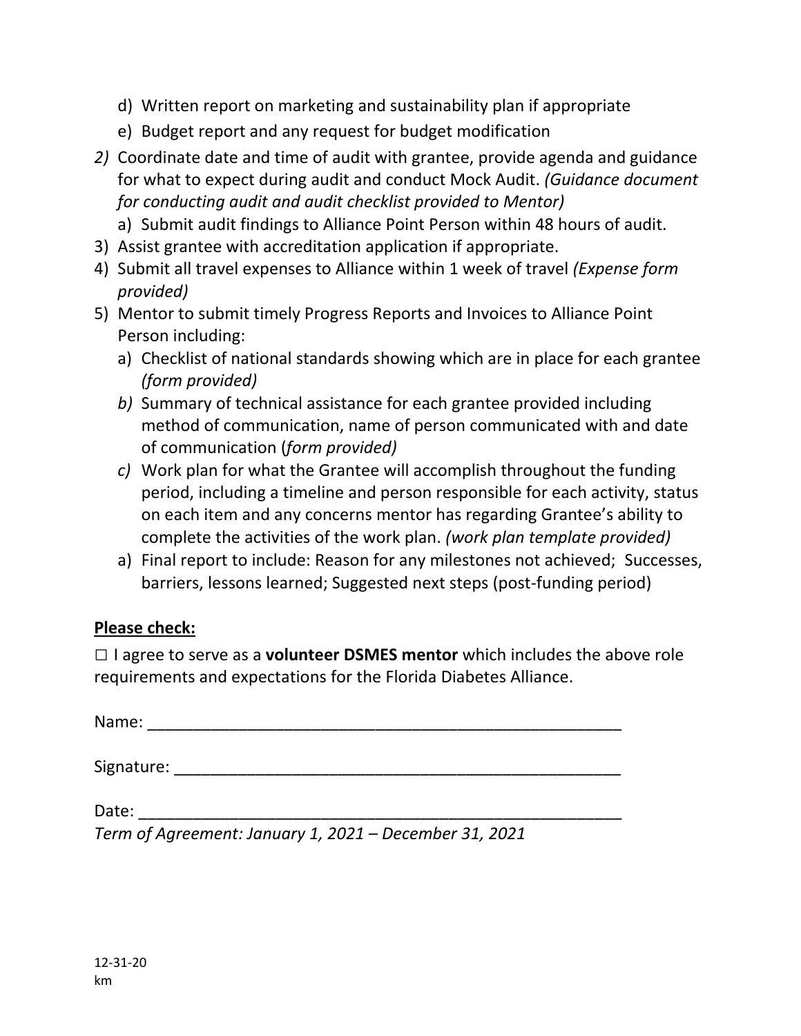d) Written report on marketing and sustainability plan if appropriate
   e) Budget report and any request for budget modification
2) Coordinate date and time of audit with grantee, provide agenda and guidance for what to expect during audit and conduct Mock Audit. *(Guidance document for conducting audit and audit checklist provided to Mentor)*
   a) Submit audit findings to Alliance Point Person within 48 hours of audit.
3) Assist grantee with accreditation application if appropriate.
4) Submit all travel expenses to Alliance within 1 week of travel *(Expense form provided)*
5) Mentor to submit timely Progress Reports and Invoices to Alliance Point Person including:
   a) Checklist of national standards showing which are in place for each grantee *(form provided)*
   b) Summary of technical assistance for each grantee provided including method of communication, name of person communicated with and date of communication (*form provided)*
   c) Work plan for what the Grantee will accomplish throughout the funding period, including a timeline and person responsible for each activity, status on each item and any concerns mentor has regarding Grantee's ability to complete the activities of the work plan. *(work plan template provided)*
   a) Final report to include: Reason for any milestones not achieved; Successes, barriers, lessons learned; Suggested next steps (post-funding period)

**Please check:**

☐ I agree to serve as a **volunteer DSMES mentor** which includes the above role requirements and expectations for the Florida Diabetes Alliance.

Name: ______________________________________________________

Signature: ___________________________________________________

Date: _______________________________________________________

*Term of Agreement: January 1, 2021 – December 31, 2021*

12-31-20
km